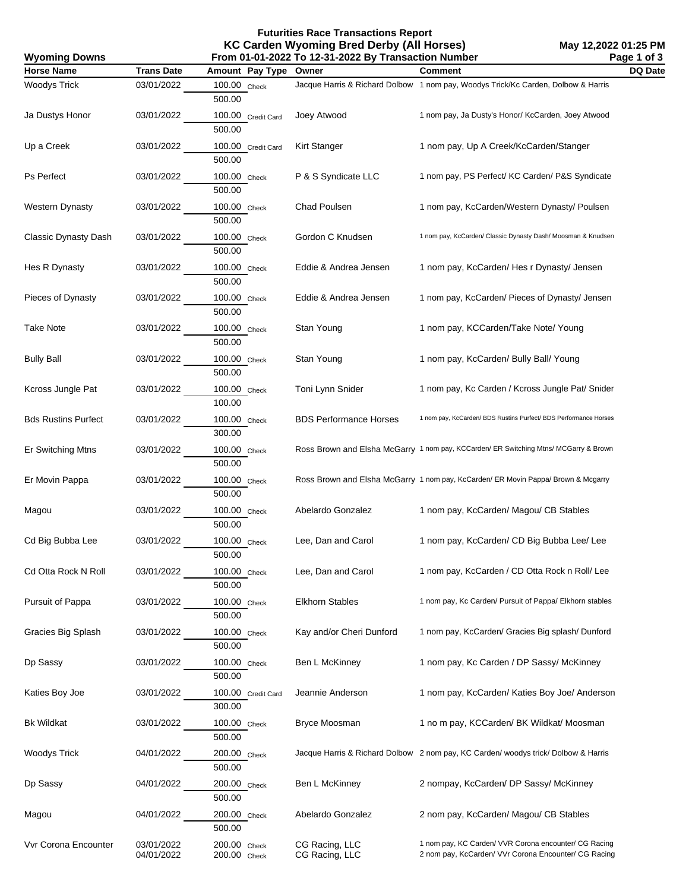# Futurities Race Transactions Report

## KC Carden Wyoming Bred Derby (All Horses)

**Wyoming Downs** — From 01-01-2022 To 12-31-2022 By Transaction Number — May 12,2022 01:25 PM

| Horse Name | Trans Date | Amount | Pay Type | Owner | Comment | DQ Date |
|---|---|---|---|---|---|---|
| Woodys Trick | 03/01/2022 | 100.00 | Check | Jacque Harris & Richard Dolbow | 1 nom pay, Woodys Trick/Kc Carden, Dolbow & Harris | |
| | | 500.00 | | | | |
| Ja Dustys Honor | 03/01/2022 | 100.00 | Credit Card | Joey Atwood | 1 nom pay, Ja Dusty's Honor/ KcCarden, Joey Atwood | |
| | | 500.00 | | | | |
| Up a Creek | 03/01/2022 | 100.00 | Credit Card | Kirt Stanger | 1 nom pay, Up A Creek/KcCarden/Stanger | |
| | | 500.00 | | | | |
| Ps Perfect | 03/01/2022 | 100.00 | Check | P & S Syndicate LLC | 1 nom pay, PS Perfect/ KC Carden/ P&S Syndicate | |
| | | 500.00 | | | | |
| Western Dynasty | 03/01/2022 | 100.00 | Check | Chad Poulsen | 1 nom pay, KcCarden/Western Dynasty/ Poulsen | |
| | | 500.00 | | | | |
| Classic Dynasty Dash | 03/01/2022 | 100.00 | Check | Gordon C Knudsen | 1 nom pay, KcCarden/ Classic Dynasty Dash/ Moosman & Knudsen | |
| | | 500.00 | | | | |
| Hes R Dynasty | 03/01/2022 | 100.00 | Check | Eddie & Andrea Jensen | 1 nom pay, KcCarden/ Hes r Dynasty/ Jensen | |
| | | 500.00 | | | | |
| Pieces of Dynasty | 03/01/2022 | 100.00 | Check | Eddie & Andrea Jensen | 1 nom pay, KcCarden/ Pieces of Dynasty/ Jensen | |
| | | 500.00 | | | | |
| Take Note | 03/01/2022 | 100.00 | Check | Stan Young | 1 nom pay, KCCarden/Take Note/ Young | |
| | | 500.00 | | | | |
| Bully Ball | 03/01/2022 | 100.00 | Check | Stan Young | 1 nom pay, KcCarden/ Bully Ball/ Young | |
| | | 500.00 | | | | |
| Kcross Jungle Pat | 03/01/2022 | 100.00 | Check | Toni Lynn Snider | 1 nom pay, Kc Carden / Kcross Jungle Pat/ Snider | |
| | | 100.00 | | | | |
| Bds Rustins Purfect | 03/01/2022 | 100.00 | Check | BDS Performance Horses | 1 nom pay, KcCarden/ BDS Rustins Purfect/ BDS Performance Horses | |
| | | 300.00 | | | | |
| Er Switching Mtns | 03/01/2022 | 100.00 | Check | Ross Brown and Elsha McGarry | 1 nom pay, KCCarden/ ER Switching Mtns/ MCGarry & Brown | |
| | | 500.00 | | | | |
| Er Movin Pappa | 03/01/2022 | 100.00 | Check | Ross Brown and Elsha McGarry | 1 nom pay, KcCarden/ ER Movin Pappa/ Brown & Mcgarry | |
| | | 500.00 | | | | |
| Magou | 03/01/2022 | 100.00 | Check | Abelardo Gonzalez | 1 nom pay, KcCarden/ Magou/ CB Stables | |
| | | 500.00 | | | | |
| Cd Big Bubba Lee | 03/01/2022 | 100.00 | Check | Lee, Dan and Carol | 1 nom pay, KcCarden/ CD Big Bubba Lee/ Lee | |
| | | 500.00 | | | | |
| Cd Otta Rock N Roll | 03/01/2022 | 100.00 | Check | Lee, Dan and Carol | 1 nom pay, KcCarden / CD Otta Rock n Roll/ Lee | |
| | | 500.00 | | | | |
| Pursuit of Pappa | 03/01/2022 | 100.00 | Check | Elkhorn Stables | 1 nom pay, Kc Carden/ Pursuit of Pappa/ Elkhorn stables | |
| | | 500.00 | | | | |
| Gracies Big Splash | 03/01/2022 | 100.00 | Check | Kay and/or Cheri Dunford | 1 nom pay, KcCarden/ Gracies Big splash/ Dunford | |
| | | 500.00 | | | | |
| Dp Sassy | 03/01/2022 | 100.00 | Check | Ben L McKinney | 1 nom pay, Kc Carden / DP Sassy/ McKinney | |
| | | 500.00 | | | | |
| Katies Boy Joe | 03/01/2022 | 100.00 | Credit Card | Jeannie Anderson | 1 nom pay, KcCarden/ Katies Boy Joe/ Anderson | |
| | | 300.00 | | | | |
| Bk Wildkat | 03/01/2022 | 100.00 | Check | Bryce Moosman | 1 no m pay, KCCarden/ BK Wildkat/ Moosman | |
| | | 500.00 | | | | |
| Woodys Trick | 04/01/2022 | 200.00 | Check | Jacque Harris & Richard Dolbow | 2 nom pay, KC Carden/ woodys trick/ Dolbow & Harris | |
| | | 500.00 | | | | |
| Dp Sassy | 04/01/2022 | 200.00 | Check | Ben L McKinney | 2 nompay, KcCarden/ DP Sassy/ McKinney | |
| | | 500.00 | | | | |
| Magou | 04/01/2022 | 200.00 | Check | Abelardo Gonzalez | 2 nom pay, KcCarden/ Magou/ CB Stables | |
| | | 500.00 | | | | |
| Vvr Corona Encounter | 03/01/2022 | 200.00 | Check | CG Racing, LLC | 1 nom pay, KC Carden/ VVR Corona encounter/ CG Racing | |
| | 04/01/2022 | 200.00 | Check | CG Racing, LLC | 2 nom pay, KcCarden/ VVr Corona Encounter/ CG Racing | |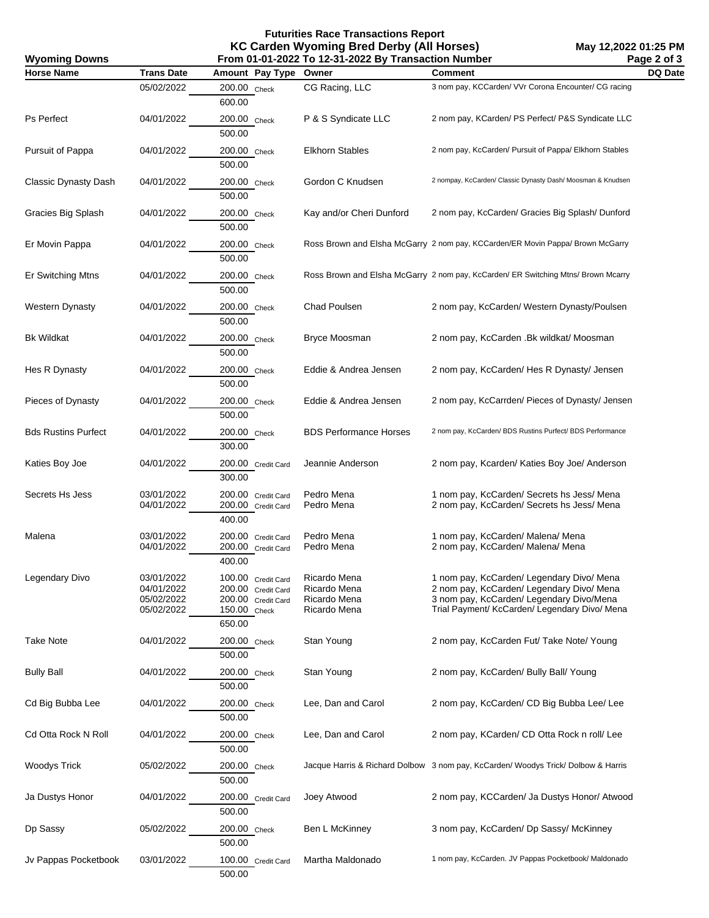# Futurities Race Transactions Report

## KC Carden Wyoming Bred Derby (All Horses)

**Wyoming Downs** — From 01-01-2022 To 12-31-2022 By Transaction Number — May 12,2022 01:25 PM

| Horse Name | Trans Date | Amount | Pay Type | Owner | Comment | DQ Date |
|---|---|---|---|---|---|---|
| | 05/02/2022 | 200.00 | Check | CG Racing, LLC | 3 nom pay, KCCarden/ VVr Corona Encounter/ CG racing | |
| | | 600.00 | | | | |
| Ps Perfect | 04/01/2022 | 200.00 | Check | P & S Syndicate LLC | 2 nom pay, KCarden/ PS Perfect/ P&S Syndicate LLC | |
| | | 500.00 | | | | |
| Pursuit of Pappa | 04/01/2022 | 200.00 | Check | Elkhorn Stables | 2 nom pay, KcCarden/ Pursuit of Pappa/ Elkhorn Stables | |
| | | 500.00 | | | | |
| Classic Dynasty Dash | 04/01/2022 | 200.00 | Check | Gordon C Knudsen | 2 nompay, KcCarden/ Classic Dynasty Dash/ Moosman & Knudsen | |
| | | 500.00 | | | | |
| Gracies Big Splash | 04/01/2022 | 200.00 | Check | Kay and/or Cheri Dunford | 2 nom pay, KcCarden/ Gracies Big Splash/ Dunford | |
| | | 500.00 | | | | |
| Er Movin Pappa | 04/01/2022 | 200.00 | Check | Ross Brown and Elsha McGarry | 2 nom pay, KCCarden/ER Movin Pappa/ Brown McGarry | |
| | | 500.00 | | | | |
| Er Switching Mtns | 04/01/2022 | 200.00 | Check | Ross Brown and Elsha McGarry | 2 nom pay, KcCarden/ ER Switching Mtns/ Brown Mcarry | |
| | | 500.00 | | | | |
| Western Dynasty | 04/01/2022 | 200.00 | Check | Chad Poulsen | 2 nom pay, KcCarden/ Western Dynasty/Poulsen | |
| | | 500.00 | | | | |
| Bk Wildkat | 04/01/2022 | 200.00 | Check | Bryce Moosman | 2 nom pay, KcCarden .Bk wildkat/ Moosman | |
| | | 500.00 | | | | |
| Hes R Dynasty | 04/01/2022 | 200.00 | Check | Eddie & Andrea Jensen | 2 nom pay, KcCarden/ Hes R Dynasty/ Jensen | |
| | | 500.00 | | | | |
| Pieces of Dynasty | 04/01/2022 | 200.00 | Check | Eddie & Andrea Jensen | 2 nom pay, KcCarrden/ Pieces of Dynasty/ Jensen | |
| | | 500.00 | | | | |
| Bds Rustins Purfect | 04/01/2022 | 200.00 | Check | BDS Performance Horses | 2 nom pay, KcCarden/ BDS Rustins Purfect/ BDS Performance | |
| | | 300.00 | | | | |
| Katies Boy Joe | 04/01/2022 | 200.00 | Credit Card | Jeannie Anderson | 2 nom pay, Kcarden/ Katies Boy Joe/ Anderson | |
| | | 300.00 | | | | |
| Secrets Hs Jess | 03/01/2022 | 200.00 | Credit Card | Pedro Mena | 1 nom pay, KcCarden/ Secrets hs Jess/ Mena | |
| | 04/01/2022 | 200.00 | Credit Card | Pedro Mena | 2 nom pay, KcCarden/ Secrets hs Jess/ Mena | |
| | | 400.00 | | | | |
| Malena | 03/01/2022 | 200.00 | Credit Card | Pedro Mena | 1 nom pay, KcCarden/ Malena/ Mena | |
| | 04/01/2022 | 200.00 | Credit Card | Pedro Mena | 2 nom pay, KcCarden/ Malena/ Mena | |
| | | 400.00 | | | | |
| Legendary Divo | 03/01/2022 | 100.00 | Credit Card | Ricardo Mena | 1 nom pay, KcCarden/ Legendary Divo/ Mena | |
| | 04/01/2022 | 200.00 | Credit Card | Ricardo Mena | 2 nom pay, KcCarden/ Legendary Divo/ Mena | |
| | 05/02/2022 | 200.00 | Credit Card | Ricardo Mena | 3 nom pay, KcCarden/ Legendary Divo/Mena | |
| | 05/02/2022 | 150.00 | Check | Ricardo Mena | Trial Payment/ KcCarden/ Legendary Divo/ Mena | |
| | | 650.00 | | | | |
| Take Note | 04/01/2022 | 200.00 | Check | Stan Young | 2 nom pay, KcCarden Fut/ Take Note/ Young | |
| | | 500.00 | | | | |
| Bully Ball | 04/01/2022 | 200.00 | Check | Stan Young | 2 nom pay, KcCarden/ Bully Ball/ Young | |
| | | 500.00 | | | | |
| Cd Big Bubba Lee | 04/01/2022 | 200.00 | Check | Lee, Dan and Carol | 2 nom pay, KcCarden/ CD Big Bubba Lee/ Lee | |
| | | 500.00 | | | | |
| Cd Otta Rock N Roll | 04/01/2022 | 200.00 | Check | Lee, Dan and Carol | 2 nom pay, KCarden/ CD Otta Rock n roll/ Lee | |
| | | 500.00 | | | | |
| Woodys Trick | 05/02/2022 | 200.00 | Check | Jacque Harris & Richard Dolbow | 3 nom pay, KcCarden/ Woodys Trick/ Dolbow & Harris | |
| | | 500.00 | | | | |
| Ja Dustys Honor | 04/01/2022 | 200.00 | Credit Card | Joey Atwood | 2 nom pay, KCCarden/ Ja Dustys Honor/ Atwood | |
| | | 500.00 | | | | |
| Dp Sassy | 05/02/2022 | 200.00 | Check | Ben L McKinney | 3 nom pay, KcCarden/ Dp Sassy/ McKinney | |
| | | 500.00 | | | | |
| Jv Pappas Pocketbook | 03/01/2022 | 100.00 | Credit Card | Martha Maldonado | 1 nom pay, KcCarden. JV Pappas Pocketbook/ Maldonado | |
| | | 500.00 | | | | |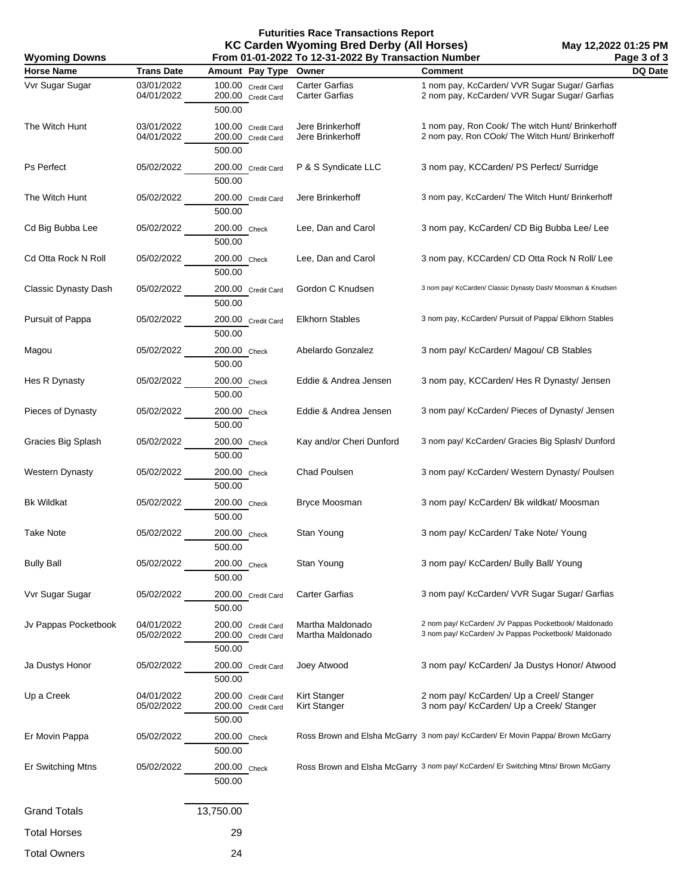# Futurities Race Transactions Report

## KC Carden Wyoming Bred Derby (All Horses)

**Wyoming Downs** — From 01-01-2022 To 12-31-2022 By Transaction Number — May 12,2022 01:25 PM

| Horse Name | Trans Date | Amount | Pay Type | Owner | Comment | DQ Date |
|---|---|---|---|---|---|---|
| Vvr Sugar Sugar | 03/01/2022 | 100.00 | Credit Card | Carter Garfias | 1 nom pay, KcCarden/ VVR Sugar Sugar/ Garfias | |
| | 04/01/2022 | 200.00 | Credit Card | Carter Garfias | 2 nom pay, KcCarden/ VVR Sugar Sugar/ Garfias | |
| | | 500.00 | | | | |
| The Witch Hunt | 03/01/2022 | 100.00 | Credit Card | Jere Brinkerhoff | 1 nom pay, Ron Cook/ The witch Hunt/ Brinkerhoff | |
| | 04/01/2022 | 200.00 | Credit Card | Jere Brinkerhoff | 2 nom pay, Ron COok/ The Witch Hunt/ Brinkerhoff | |
| | | 500.00 | | | | |
| Ps Perfect | 05/02/2022 | 200.00 | Credit Card | P & S Syndicate LLC | 3 nom pay, KCCarden/ PS Perfect/ Surridge | |
| | | 500.00 | | | | |
| The Witch Hunt | 05/02/2022 | 200.00 | Credit Card | Jere Brinkerhoff | 3 nom pay, KcCarden/ The Witch Hunt/ Brinkerhoff | |
| | | 500.00 | | | | |
| Cd Big Bubba Lee | 05/02/2022 | 200.00 | Check | Lee, Dan and Carol | 3 nom pay, KcCarden/ CD Big Bubba Lee/ Lee | |
| | | 500.00 | | | | |
| Cd Otta Rock N Roll | 05/02/2022 | 200.00 | Check | Lee, Dan and Carol | 3 nom pay, KCCarden/ CD Otta Rock N Roll/ Lee | |
| | | 500.00 | | | | |
| Classic Dynasty Dash | 05/02/2022 | 200.00 | Credit Card | Gordon C Knudsen | 3 nom pay/ KcCarden/ Classic Dynasty Dash/ Moosman & Knudsen | |
| | | 500.00 | | | | |
| Pursuit of Pappa | 05/02/2022 | 200.00 | Credit Card | Elkhorn Stables | 3 nom pay, KcCarden/ Pursuit of Pappa/ Elkhorn Stables | |
| | | 500.00 | | | | |
| Magou | 05/02/2022 | 200.00 | Check | Abelardo Gonzalez | 3 nom pay/ KcCarden/ Magou/ CB Stables | |
| | | 500.00 | | | | |
| Hes R Dynasty | 05/02/2022 | 200.00 | Check | Eddie & Andrea Jensen | 3 nom pay, KCCarden/ Hes R Dynasty/ Jensen | |
| | | 500.00 | | | | |
| Pieces of Dynasty | 05/02/2022 | 200.00 | Check | Eddie & Andrea Jensen | 3 nom pay/ KcCarden/ Pieces of Dynasty/ Jensen | |
| | | 500.00 | | | | |
| Gracies Big Splash | 05/02/2022 | 200.00 | Check | Kay and/or Cheri Dunford | 3 nom pay/ KcCarden/ Gracies Big Splash/ Dunford | |
| | | 500.00 | | | | |
| Western Dynasty | 05/02/2022 | 200.00 | Check | Chad Poulsen | 3 nom pay/ KcCarden/ Western Dynasty/ Poulsen | |
| | | 500.00 | | | | |
| Bk Wildkat | 05/02/2022 | 200.00 | Check | Bryce Moosman | 3 nom pay/ KcCarden/ Bk wildkat/ Moosman | |
| | | 500.00 | | | | |
| Take Note | 05/02/2022 | 200.00 | Check | Stan Young | 3 nom pay/ KcCarden/ Take Note/ Young | |
| | | 500.00 | | | | |
| Bully Ball | 05/02/2022 | 200.00 | Check | Stan Young | 3 nom pay/ KcCarden/ Bully Ball/ Young | |
| | | 500.00 | | | | |
| Vvr Sugar Sugar | 05/02/2022 | 200.00 | Credit Card | Carter Garfias | 3 nom pay/ KcCarden/ VVR Sugar Sugar/ Garfias | |
| | | 500.00 | | | | |
| Jv Pappas Pocketbook | 04/01/2022 | 200.00 | Credit Card | Martha Maldonado | 2 nom pay/ KcCarden/ JV Pappas Pocketbook/ Maldonado | |
| | 05/02/2022 | 200.00 | Credit Card | Martha Maldonado | 3 nom pay/ KcCarden/ Jv Pappas Pocketbook/ Maldonado | |
| | | 500.00 | | | | |
| Ja Dustys Honor | 05/02/2022 | 200.00 | Credit Card | Joey Atwood | 3 nom pay/ KcCarden/ Ja Dustys Honor/ Atwood | |
| | | 500.00 | | | | |
| Up a Creek | 04/01/2022 | 200.00 | Credit Card | Kirt Stanger | 2 nom pay/ KcCarden/ Up a Creel/ Stanger | |
| | 05/02/2022 | 200.00 | Credit Card | Kirt Stanger | 3 nom pay/ KcCarden/ Up a Creek/ Stanger | |
| | | 500.00 | | | | |
| Er Movin Pappa | 05/02/2022 | 200.00 | Check | Ross Brown and Elsha McGarry | 3 nom pay/ KcCarden/ Er Movin Pappa/ Brown McGarry | |
| | | 500.00 | | | | |
| Er Switching Mtns | 05/02/2022 | 200.00 | Check | Ross Brown and Elsha McGarry | 3 nom pay/ KcCarden/ Er Switching Mtns/ Brown McGarry | |
| | | 500.00 | | | | |

| | |
|---|---|
| Grand Totals | 13,750.00 |
| Total Horses | 29 |
| Total Owners | 24 |